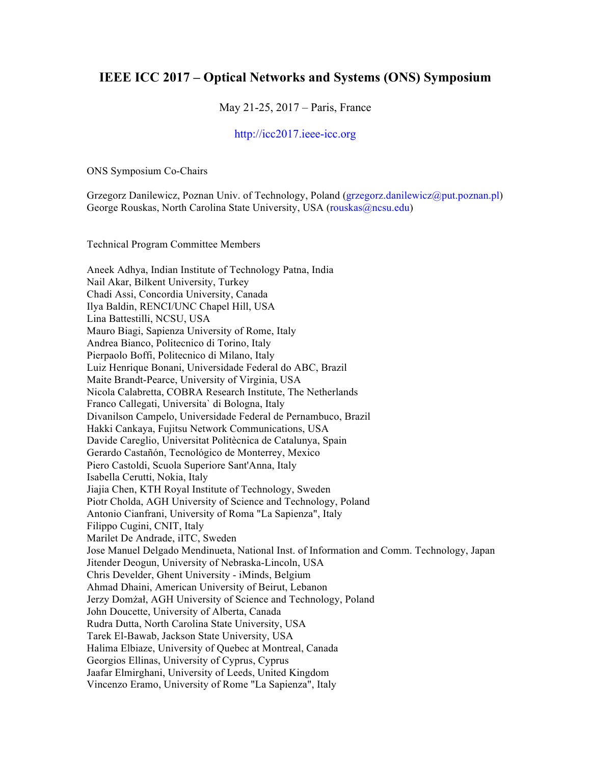# IEEE ICC 2017 – Optical Networks and Systems (ONS) Symposium

May 21-25, 2017 – Paris, France

http://icc2017.ieee-icc.org

ONS Symposium Co-Chairs

Grzegorz Danilewicz, Poznan Univ. of Technology, Poland (grzegorz.danilewicz@put.poznan.pl)
George Rouskas, North Carolina State University, USA (rouskas@ncsu.edu)

Technical Program Committee Members

Aneek Adhya, Indian Institute of Technology Patna, India
Nail Akar, Bilkent University, Turkey
Chadi Assi, Concordia University, Canada
Ilya Baldin, RENCI/UNC Chapel Hill, USA
Lina Battestilli, NCSU, USA
Mauro Biagi, Sapienza University of Rome, Italy
Andrea Bianco, Politecnico di Torino, Italy
Pierpaolo Boffi, Politecnico di Milano, Italy
Luiz Henrique Bonani, Universidade Federal do ABC, Brazil
Maite Brandt-Pearce, University of Virginia, USA
Nicola Calabretta, COBRA Research Institute, The Netherlands
Franco Callegati, Universita` di Bologna, Italy
Divanilson Campelo, Universidade Federal de Pernambuco, Brazil
Hakki Cankaya, Fujitsu Network Communications, USA
Davide Careglio, Universitat Politècnica de Catalunya, Spain
Gerardo Castañón, Tecnológico de Monterrey, Mexico
Piero Castoldi, Scuola Superiore Sant'Anna, Italy
Isabella Cerutti, Nokia, Italy
Jiajia Chen, KTH Royal Institute of Technology, Sweden
Piotr Cholda, AGH University of Science and Technology, Poland
Antonio Cianfrani, University of Roma "La Sapienza", Italy
Filippo Cugini, CNIT, Italy
Marilet De Andrade, iITC, Sweden
Jose Manuel Delgado Mendinueta, National Inst. of Information and Comm. Technology, Japan
Jitender Deogun, University of Nebraska-Lincoln, USA
Chris Develder, Ghent University - iMinds, Belgium
Ahmad Dhaini, American University of Beirut, Lebanon
Jerzy Domżał, AGH University of Science and Technology, Poland
John Doucette, University of Alberta, Canada
Rudra Dutta, North Carolina State University, USA
Tarek El-Bawab, Jackson State University, USA
Halima Elbiaze, University of Quebec at Montreal, Canada
Georgios Ellinas, University of Cyprus, Cyprus
Jaafar Elmirghani, University of Leeds, United Kingdom
Vincenzo Eramo, University of Rome "La Sapienza", Italy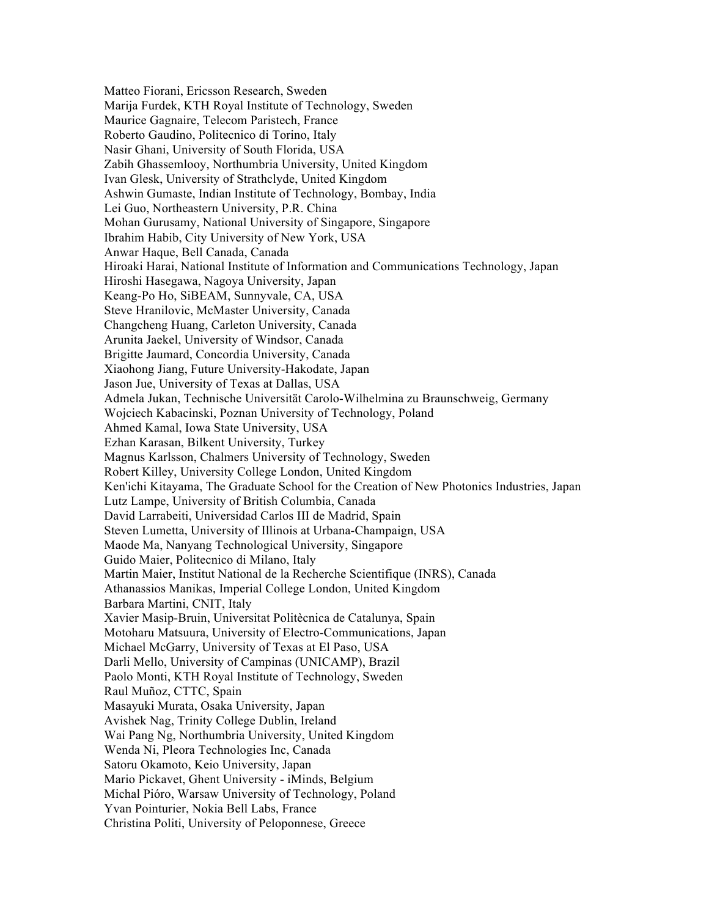Matteo Fiorani, Ericsson Research, Sweden
Marija Furdek, KTH Royal Institute of Technology, Sweden
Maurice Gagnaire, Telecom Paristech, France
Roberto Gaudino, Politecnico di Torino, Italy
Nasir Ghani, University of South Florida, USA
Zabih Ghassemlooy, Northumbria University, United Kingdom
Ivan Glesk, University of Strathclyde, United Kingdom
Ashwin Gumaste, Indian Institute of Technology, Bombay, India
Lei Guo, Northeastern University, P.R. China
Mohan Gurusamy, National University of Singapore, Singapore
Ibrahim Habib, City University of New York, USA
Anwar Haque, Bell Canada, Canada
Hiroaki Harai, National Institute of Information and Communications Technology, Japan
Hiroshi Hasegawa, Nagoya University, Japan
Keang-Po Ho, SiBEAM, Sunnyvale, CA, USA
Steve Hranilovic, McMaster University, Canada
Changcheng Huang, Carleton University, Canada
Arunita Jaekel, University of Windsor, Canada
Brigitte Jaumard, Concordia University, Canada
Xiaohong Jiang, Future University-Hakodate, Japan
Jason Jue, University of Texas at Dallas, USA
Admela Jukan, Technische Universität Carolo-Wilhelmina zu Braunschweig, Germany
Wojciech Kabacinski, Poznan University of Technology, Poland
Ahmed Kamal, Iowa State University, USA
Ezhan Karasan, Bilkent University, Turkey
Magnus Karlsson, Chalmers University of Technology, Sweden
Robert Killey, University College London, United Kingdom
Ken'ichi Kitayama, The Graduate School for the Creation of New Photonics Industries, Japan
Lutz Lampe, University of British Columbia, Canada
David Larrabeiti, Universidad Carlos III de Madrid, Spain
Steven Lumetta, University of Illinois at Urbana-Champaign, USA
Maode Ma, Nanyang Technological University, Singapore
Guido Maier, Politecnico di Milano, Italy
Martin Maier, Institut National de la Recherche Scientifique (INRS), Canada
Athanassios Manikas, Imperial College London, United Kingdom
Barbara Martini, CNIT, Italy
Xavier Masip-Bruin, Universitat Politècnica de Catalunya, Spain
Motoharu Matsuura, University of Electro-Communications, Japan
Michael McGarry, University of Texas at El Paso, USA
Darli Mello, University of Campinas (UNICAMP), Brazil
Paolo Monti, KTH Royal Institute of Technology, Sweden
Raul Muñoz, CTTC, Spain
Masayuki Murata, Osaka University, Japan
Avishek Nag, Trinity College Dublin, Ireland
Wai Pang Ng, Northumbria University, United Kingdom
Wenda Ni, Pleora Technologies Inc, Canada
Satoru Okamoto, Keio University, Japan
Mario Pickavet, Ghent University - iMinds, Belgium
Michal Pióro, Warsaw University of Technology, Poland
Yvan Pointurier, Nokia Bell Labs, France
Christina Politi, University of Peloponnese, Greece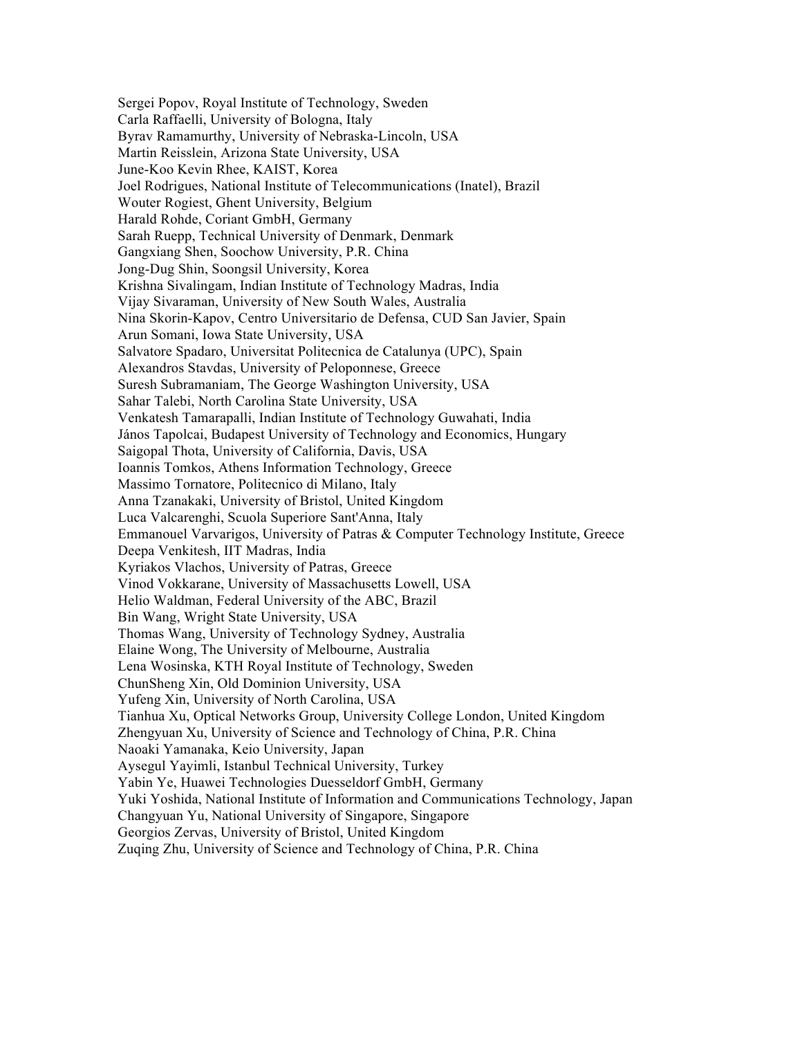Sergei Popov, Royal Institute of Technology, Sweden
Carla Raffaelli, University of Bologna, Italy
Byrav Ramamurthy, University of Nebraska-Lincoln, USA
Martin Reisslein, Arizona State University, USA
June-Koo Kevin Rhee, KAIST, Korea
Joel Rodrigues, National Institute of Telecommunications (Inatel), Brazil
Wouter Rogiest, Ghent University, Belgium
Harald Rohde, Coriant GmbH, Germany
Sarah Ruepp, Technical University of Denmark, Denmark
Gangxiang Shen, Soochow University, P.R. China
Jong-Dug Shin, Soongsil University, Korea
Krishna Sivalingam, Indian Institute of Technology Madras, India
Vijay Sivaraman, University of New South Wales, Australia
Nina Skorin-Kapov, Centro Universitario de Defensa, CUD San Javier, Spain
Arun Somani, Iowa State University, USA
Salvatore Spadaro, Universitat Politecnica de Catalunya (UPC), Spain
Alexandros Stavdas, University of Peloponnese, Greece
Suresh Subramaniam, The George Washington University, USA
Sahar Talebi, North Carolina State University, USA
Venkatesh Tamarapalli, Indian Institute of Technology Guwahati, India
János Tapolcai, Budapest University of Technology and Economics, Hungary
Saigopal Thota, University of California, Davis, USA
Ioannis Tomkos, Athens Information Technology, Greece
Massimo Tornatore, Politecnico di Milano, Italy
Anna Tzanakaki, University of Bristol, United Kingdom
Luca Valcarenghi, Scuola Superiore Sant'Anna, Italy
Emmanouel Varvarigos, University of Patras & Computer Technology Institute, Greece
Deepa Venkitesh, IIT Madras, India
Kyriakos Vlachos, University of Patras, Greece
Vinod Vokkarane, University of Massachusetts Lowell, USA
Helio Waldman, Federal University of the ABC, Brazil
Bin Wang, Wright State University, USA
Thomas Wang, University of Technology Sydney, Australia
Elaine Wong, The University of Melbourne, Australia
Lena Wosinska, KTH Royal Institute of Technology, Sweden
ChunSheng Xin, Old Dominion University, USA
Yufeng Xin, University of North Carolina, USA
Tianhua Xu, Optical Networks Group, University College London, United Kingdom
Zhengyuan Xu, University of Science and Technology of China, P.R. China
Naoaki Yamanaka, Keio University, Japan
Aysegul Yayimli, Istanbul Technical University, Turkey
Yabin Ye, Huawei Technologies Duesseldorf GmbH, Germany
Yuki Yoshida, National Institute of Information and Communications Technology, Japan
Changyuan Yu, National University of Singapore, Singapore
Georgios Zervas, University of Bristol, United Kingdom
Zuqing Zhu, University of Science and Technology of China, P.R. China